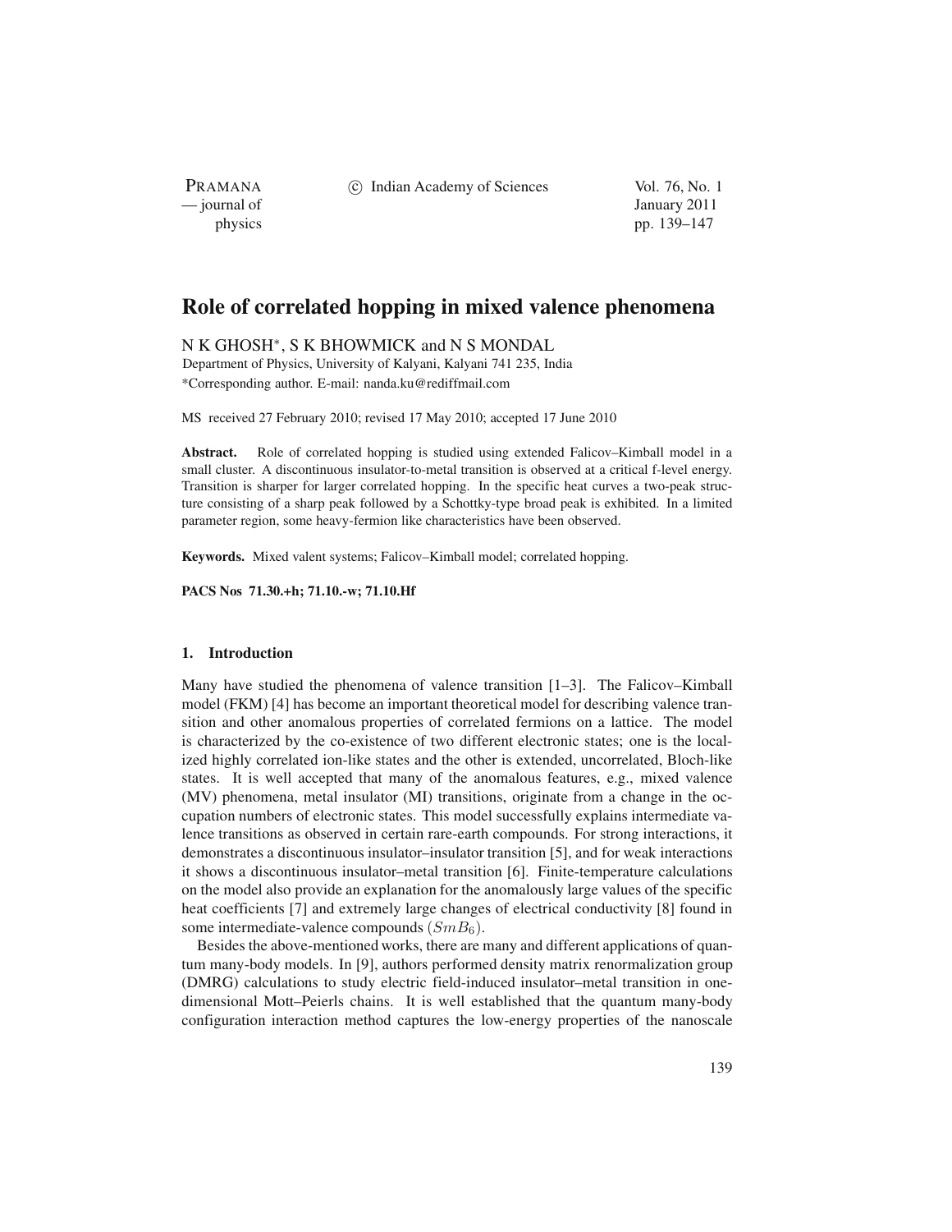# Role of correlated hopping in mixed valence phenomena

N K GHOSH*, S K BHOWMICK and N S MONDAL

Department of Physics, University of Kalyani, Kalyani 741 235, India

*Corresponding author. E-mail: nanda.ku@rediffmail.com

MS received 27 February 2010; revised 17 May 2010; accepted 17 June 2010

**Abstract.** Role of correlated hopping is studied using extended Falicov–Kimball model in a small cluster. A discontinuous insulator-to-metal transition is observed at a critical f-level energy. Transition is sharper for larger correlated hopping. In the specific heat curves a two-peak structure consisting of a sharp peak followed by a Schottky-type broad peak is exhibited. In a limited parameter region, some heavy-fermion like characteristics have been observed.

**Keywords.** Mixed valent systems; Falicov–Kimball model; correlated hopping.

**PACS Nos 71.30.+h; 71.10.-w; 71.10.Hf**

## 1. Introduction

Many have studied the phenomena of valence transition [1–3]. The Falicov–Kimball model (FKM) [4] has become an important theoretical model for describing valence transition and other anomalous properties of correlated fermions on a lattice. The model is characterized by the co-existence of two different electronic states; one is the localized highly correlated ion-like states and the other is extended, uncorrelated, Bloch-like states. It is well accepted that many of the anomalous features, e.g., mixed valence (MV) phenomena, metal insulator (MI) transitions, originate from a change in the occupation numbers of electronic states. This model successfully explains intermediate valence transitions as observed in certain rare-earth compounds. For strong interactions, it demonstrates a discontinuous insulator–insulator transition [5], and for weak interactions it shows a discontinuous insulator–metal transition [6]. Finite-temperature calculations on the model also provide an explanation for the anomalously large values of the specific heat coefficients [7] and extremely large changes of electrical conductivity [8] found in some intermediate-valence compounds ($SmB_6$).

Besides the above-mentioned works, there are many and different applications of quantum many-body models. In [9], authors performed density matrix renormalization group (DMRG) calculations to study electric field-induced insulator–metal transition in one-dimensional Mott–Peierls chains. It is well established that the quantum many-body configuration interaction method captures the low-energy properties of the nanoscale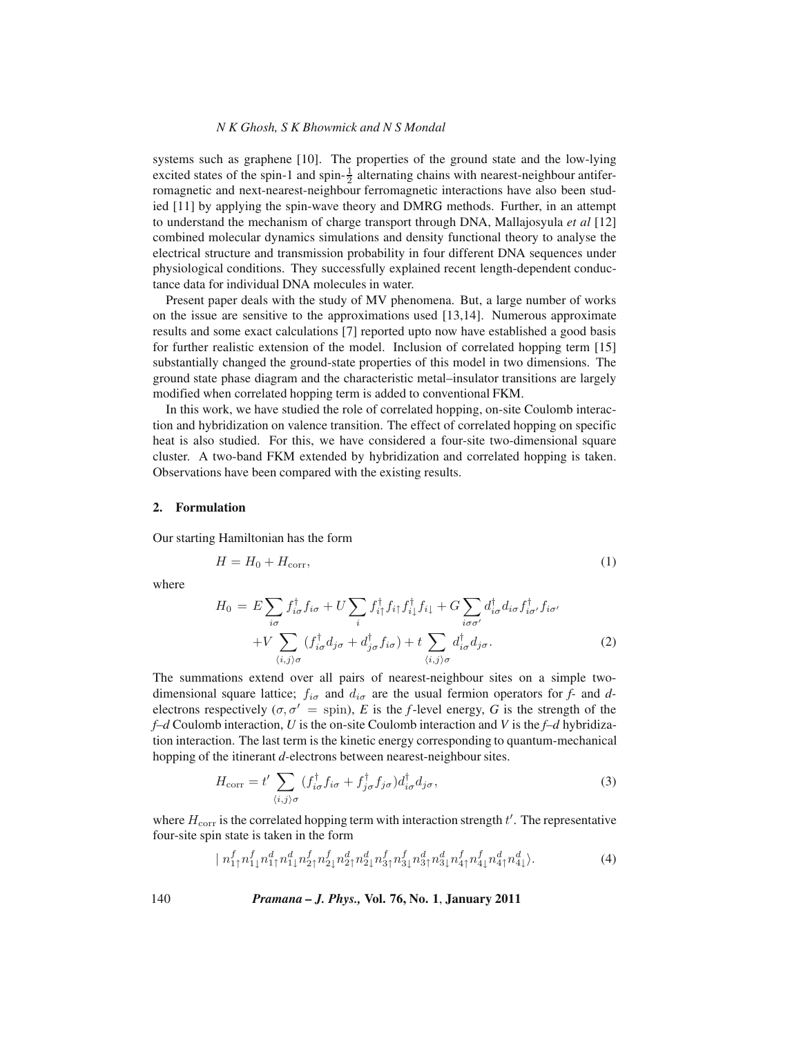systems such as graphene [10]. The properties of the ground state and the low-lying excited states of the spin-1 and spin-$\frac{1}{2}$ alternating chains with nearest-neighbour antiferromagnetic and next-nearest-neighbour ferromagnetic interactions have also been studied [11] by applying the spin-wave theory and DMRG methods. Further, in an attempt to understand the mechanism of charge transport through DNA, Mallajosyula *et al* [12] combined molecular dynamics simulations and density functional theory to analyse the electrical structure and transmission probability in four different DNA sequences under physiological conditions. They successfully explained recent length-dependent conductance data for individual DNA molecules in water.

Present paper deals with the study of MV phenomena. But, a large number of works on the issue are sensitive to the approximations used [13,14]. Numerous approximate results and some exact calculations [7] reported upto now have established a good basis for further realistic extension of the model. Inclusion of correlated hopping term [15] substantially changed the ground-state properties of this model in two dimensions. The ground state phase diagram and the characteristic metal–insulator transitions are largely modified when correlated hopping term is added to conventional FKM.

In this work, we have studied the role of correlated hopping, on-site Coulomb interaction and hybridization on valence transition. The effect of correlated hopping on specific heat is also studied. For this, we have considered a four-site two-dimensional square cluster. A two-band FKM extended by hybridization and correlated hopping is taken. Observations have been compared with the existing results.

## 2. Formulation

Our starting Hamiltonian has the form

$$H = H_0 + H_{\rm corr}, \tag{1}$$

where

$$\begin{aligned} H_0 = {} & E\sum_{i\sigma} f^{\dagger}_{i\sigma} f_{i\sigma} + U\sum_{i} f^{\dagger}_{i\uparrow} f_{i\uparrow} f^{\dagger}_{i\downarrow} f_{i\downarrow} + G\sum_{i\sigma\sigma'} d^{\dagger}_{i\sigma} d_{i\sigma} f^{\dagger}_{i\sigma'} f_{i\sigma'} \\ & + V\sum_{\langle i,j\rangle\sigma} (f^{\dagger}_{i\sigma} d_{j\sigma} + d^{\dagger}_{j\sigma} f_{i\sigma}) + t\sum_{\langle i,j\rangle\sigma} d^{\dagger}_{i\sigma} d_{j\sigma}. \end{aligned} \tag{2}$$

The summations extend over all pairs of nearest-neighbour sites on a simple two-dimensional square lattice; $f_{i\sigma}$ and $d_{i\sigma}$ are the usual fermion operators for *f*- and *d*-electrons respectively ($\sigma, \sigma' = \text{spin}$), *E* is the *f*-level energy, *G* is the strength of the *f*–*d* Coulomb interaction, *U* is the on-site Coulomb interaction and *V* is the *f*–*d* hybridization interaction. The last term is the kinetic energy corresponding to quantum-mechanical hopping of the itinerant *d*-electrons between nearest-neighbour sites.

$$H_{\rm corr} = t'\sum_{\langle i,j\rangle\sigma} (f^{\dagger}_{i\sigma} f_{i\sigma} + f^{\dagger}_{j\sigma} f_{j\sigma}) d^{\dagger}_{i\sigma} d_{j\sigma}, \tag{3}$$

where $H_{\rm corr}$ is the correlated hopping term with interaction strength $t'$. The representative four-site spin state is taken in the form

$$|\, n^f_{1\uparrow} n^f_{1\downarrow} n^d_{1\uparrow} n^d_{1\downarrow} n^f_{2\uparrow} n^f_{2\downarrow} n^d_{2\uparrow} n^d_{2\downarrow} n^f_{3\uparrow} n^f_{3\downarrow} n^d_{3\uparrow} n^d_{3\downarrow} n^f_{4\uparrow} n^f_{4\downarrow} n^d_{4\uparrow} n^d_{4\downarrow} \rangle. \tag{4}$$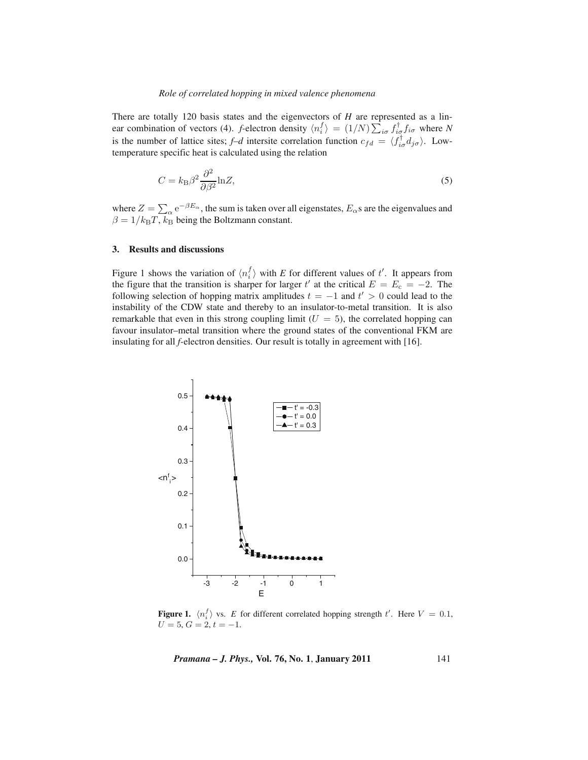There are totally 120 basis states and the eigenvectors of $H$ are represented as a linear combination of vectors (4). $f$-electron density $\langle n_i^f \rangle = (1/N)\sum_{i\sigma} f_{i\sigma}^\dagger f_{i\sigma}$ where $N$ is the number of lattice sites; $f$–$d$ intersite correlation function $c_{fd} = \langle f_{i\sigma}^\dagger d_{j\sigma} \rangle$. Low-temperature specific heat is calculated using the relation

$$C = k_B \beta^2 \frac{\partial^2}{\partial \beta^2} \ln Z, \tag{5}$$

where $Z = \sum_\alpha e^{-\beta E_\alpha}$, the sum is taken over all eigenstates, $E_\alpha$s are the eigenvalues and $\beta = 1/k_B T$, $k_B$ being the Boltzmann constant.

## 3. Results and discussions

Figure 1 shows the variation of $\langle n_i^f \rangle$ with $E$ for different values of $t'$. It appears from the figure that the transition is sharper for larger $t'$ at the critical $E = E_c = -2$. The following selection of hopping matrix amplitudes $t = -1$ and $t' > 0$ could lead to the instability of the CDW state and thereby to an insulator-to-metal transition. It is also remarkable that even in this strong coupling limit ($U = 5$), the correlated hopping can favour insulator–metal transition where the ground states of the conventional FKM are insulating for all $f$-electron densities. Our result is totally in agreement with [16].

**Figure 1.** $\langle n_i^f \rangle$ vs. $E$ for different correlated hopping strength $t'$. Here $V = 0.1$, $U = 5$, $G = 2$, $t = -1$.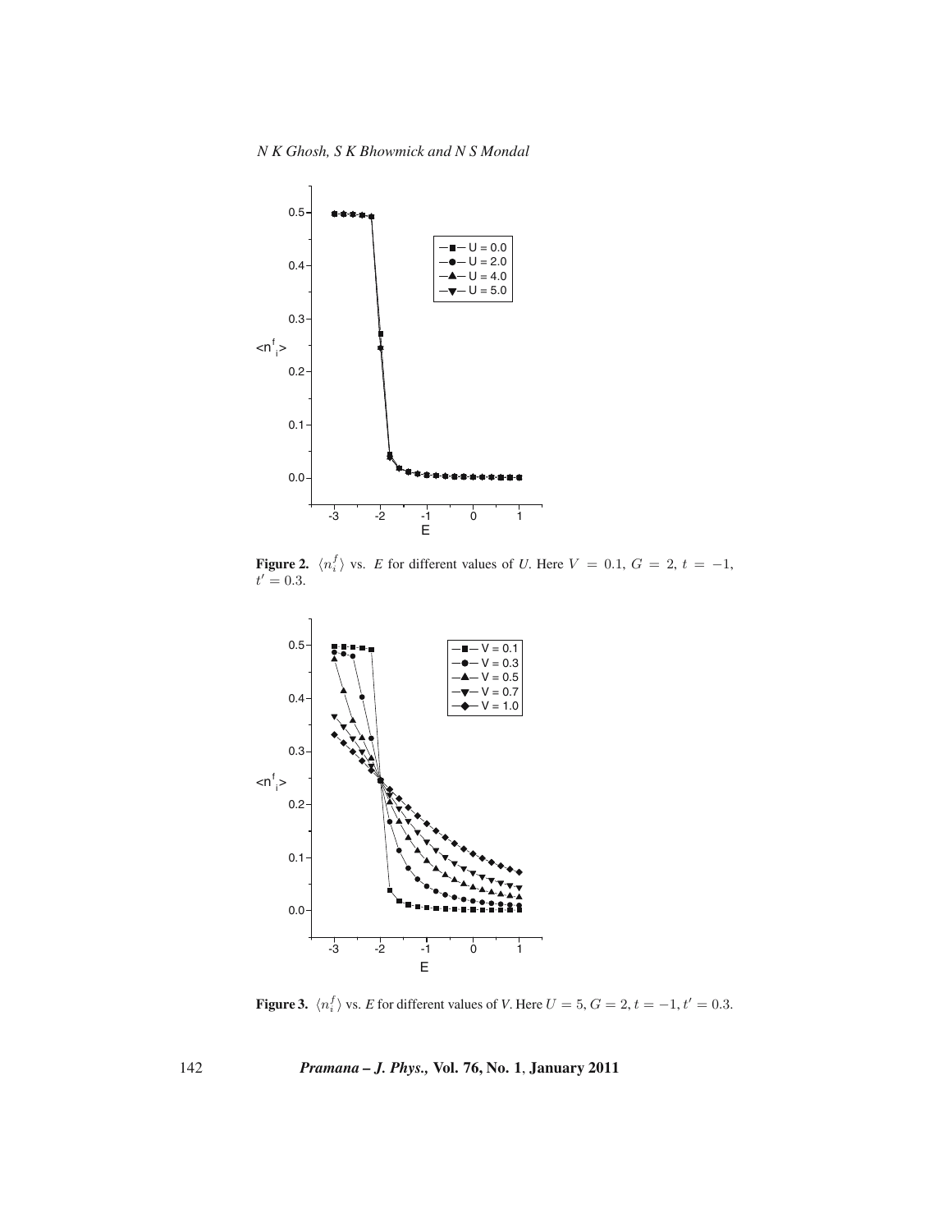**Figure 2.** $\langle n_i^f \rangle$ vs. $E$ for different values of $U$. Here $V = 0.1$, $G = 2$, $t = -1$, $t' = 0.3$.

**Figure 3.** $\langle n_i^f \rangle$ vs. $E$ for different values of $V$. Here $U = 5$, $G = 2$, $t = -1$, $t' = 0.3$.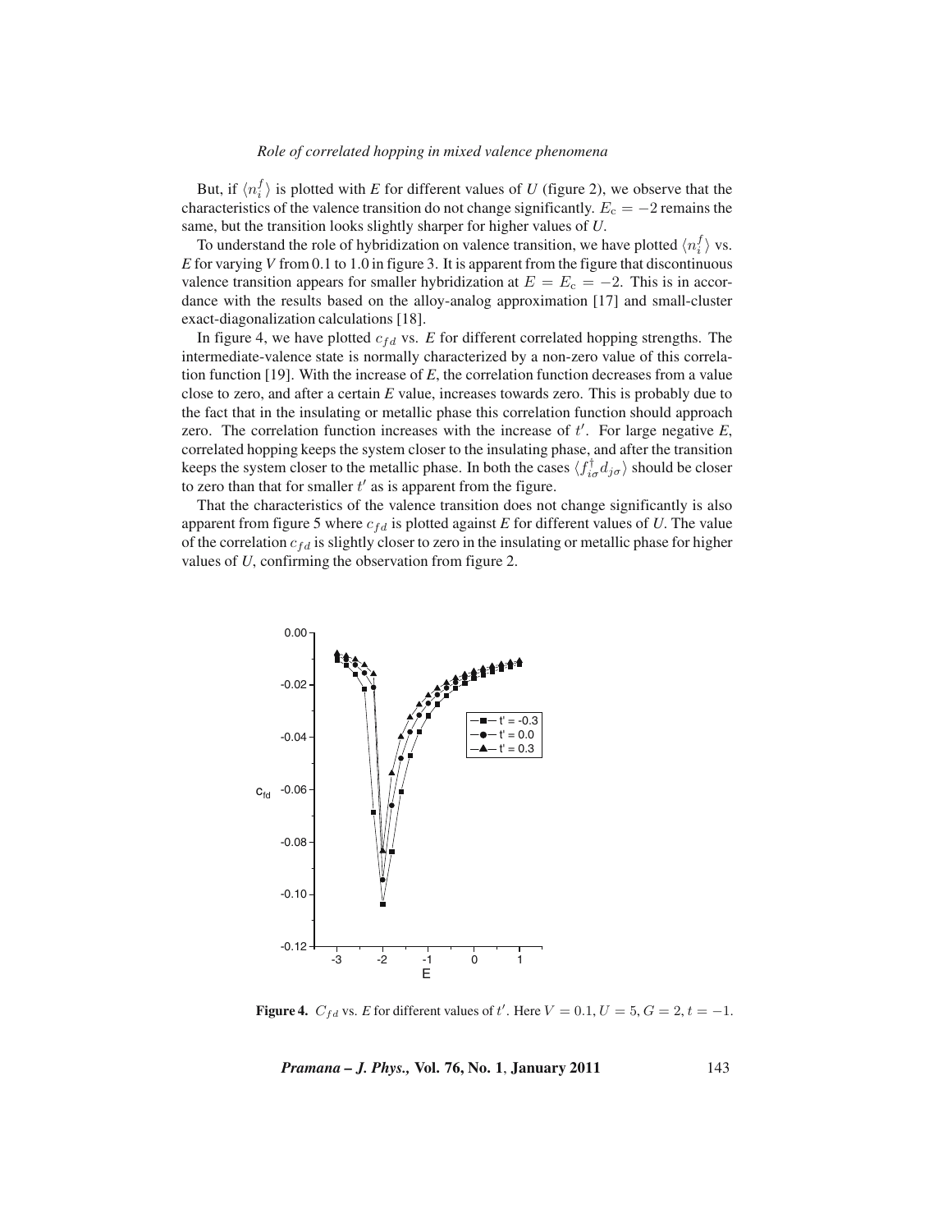But, if $\langle n_i^f \rangle$ is plotted with *E* for different values of *U* (figure 2), we observe that the characteristics of the valence transition do not change significantly. $E_c = -2$ remains the same, but the transition looks slightly sharper for higher values of *U*.

To understand the role of hybridization on valence transition, we have plotted $\langle n_i^f \rangle$ vs. *E* for varying *V* from 0.1 to 1.0 in figure 3. It is apparent from the figure that discontinuous valence transition appears for smaller hybridization at $E = E_c = -2$. This is in accordance with the results based on the alloy-analog approximation [17] and small-cluster exact-diagonalization calculations [18].

In figure 4, we have plotted $c_{fd}$ vs. *E* for different correlated hopping strengths. The intermediate-valence state is normally characterized by a non-zero value of this correlation function [19]. With the increase of *E*, the correlation function decreases from a value close to zero, and after a certain *E* value, increases towards zero. This is probably due to the fact that in the insulating or metallic phase this correlation function should approach zero. The correlation function increases with the increase of $t'$. For large negative *E*, correlated hopping keeps the system closer to the insulating phase, and after the transition keeps the system closer to the metallic phase. In both the cases $\langle f_{i\sigma}^{\dagger} d_{j\sigma} \rangle$ should be closer to zero than that for smaller $t'$ as is apparent from the figure.

That the characteristics of the valence transition does not change significantly is also apparent from figure 5 where $c_{fd}$ is plotted against *E* for different values of *U*. The value of the correlation $c_{fd}$ is slightly closer to zero in the insulating or metallic phase for higher values of *U*, confirming the observation from figure 2.

**Figure 4.** $C_{fd}$ vs. *E* for different values of $t'$. Here $V = 0.1, U = 5, G = 2, t = -1$.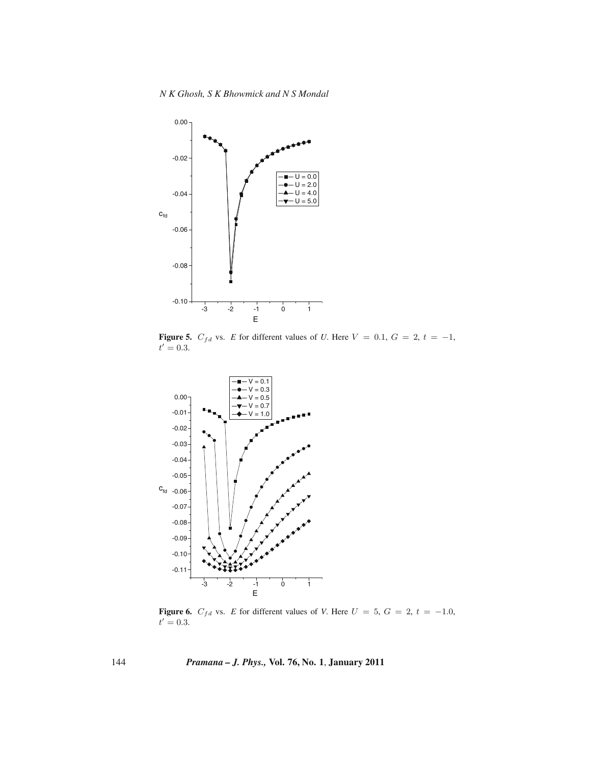**Figure 5.** $C_{fd}$ vs. $E$ for different values of *U*. Here $V = 0.1$, $G = 2$, $t = -1$, $t' = 0.3$.

**Figure 6.** $C_{fd}$ vs. $E$ for different values of *V*. Here $U = 5$, $G = 2$, $t = -1.0$, $t' = 0.3$.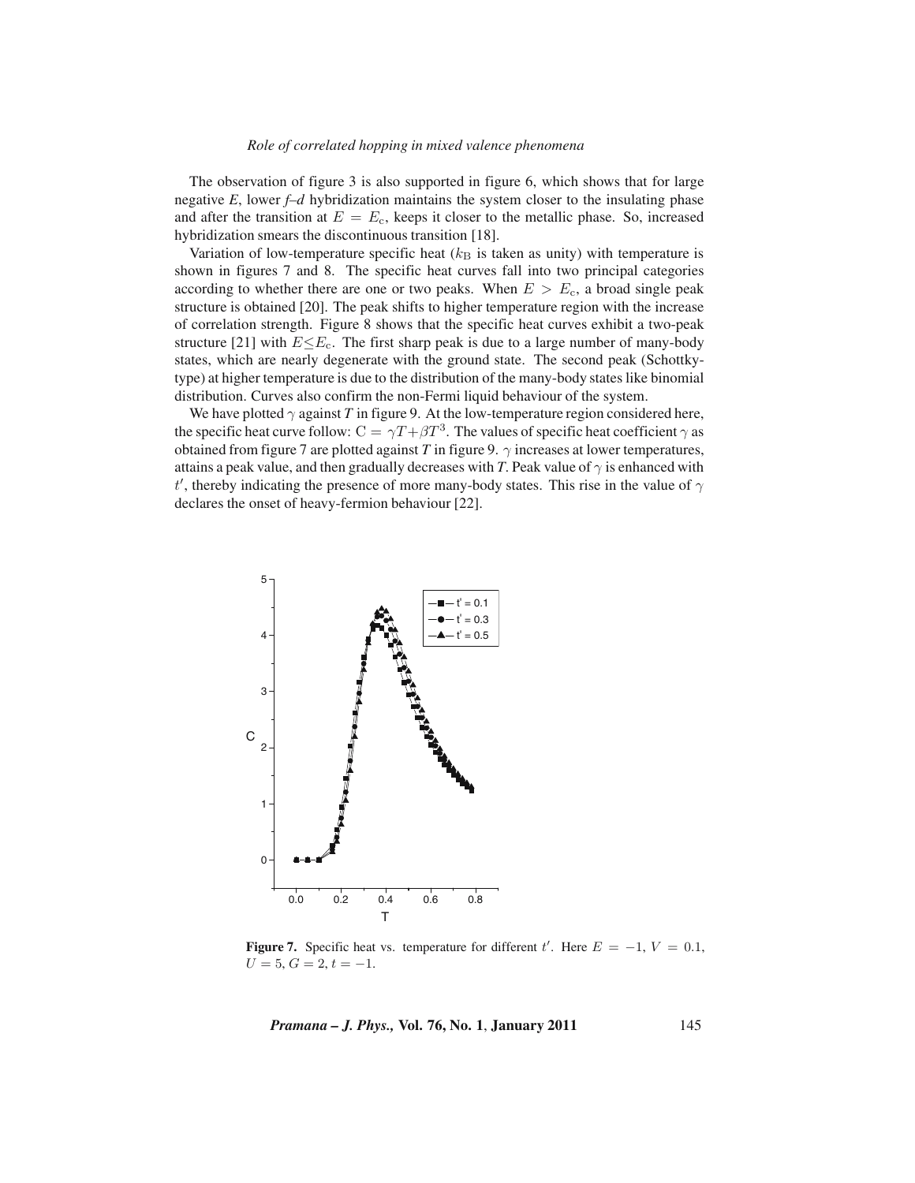The observation of figure 3 is also supported in figure 6, which shows that for large negative *E*, lower *f*–*d* hybridization maintains the system closer to the insulating phase and after the transition at $E = E_c$, keeps it closer to the metallic phase. So, increased hybridization smears the discontinuous transition [18].

Variation of low-temperature specific heat ($k_B$ is taken as unity) with temperature is shown in figures 7 and 8. The specific heat curves fall into two principal categories according to whether there are one or two peaks. When $E > E_c$, a broad single peak structure is obtained [20]. The peak shifts to higher temperature region with the increase of correlation strength. Figure 8 shows that the specific heat curves exhibit a two-peak structure [21] with $E \leq E_c$. The first sharp peak is due to a large number of many-body states, which are nearly degenerate with the ground state. The second peak (Schottky-type) at higher temperature is due to the distribution of the many-body states like binomial distribution. Curves also confirm the non-Fermi liquid behaviour of the system.

We have plotted $\gamma$ against *T* in figure 9. At the low-temperature region considered here, the specific heat curve follow: $C = \gamma T + \beta T^3$. The values of specific heat coefficient $\gamma$ as obtained from figure 7 are plotted against *T* in figure 9. $\gamma$ increases at lower temperatures, attains a peak value, and then gradually decreases with *T*. Peak value of $\gamma$ is enhanced with $t'$, thereby indicating the presence of more many-body states. This rise in the value of $\gamma$ declares the onset of heavy-fermion behaviour [22].

**Figure 7.** Specific heat vs. temperature for different $t'$. Here $E = -1$, $V = 0.1$, $U = 5$, $G = 2$, $t = -1$.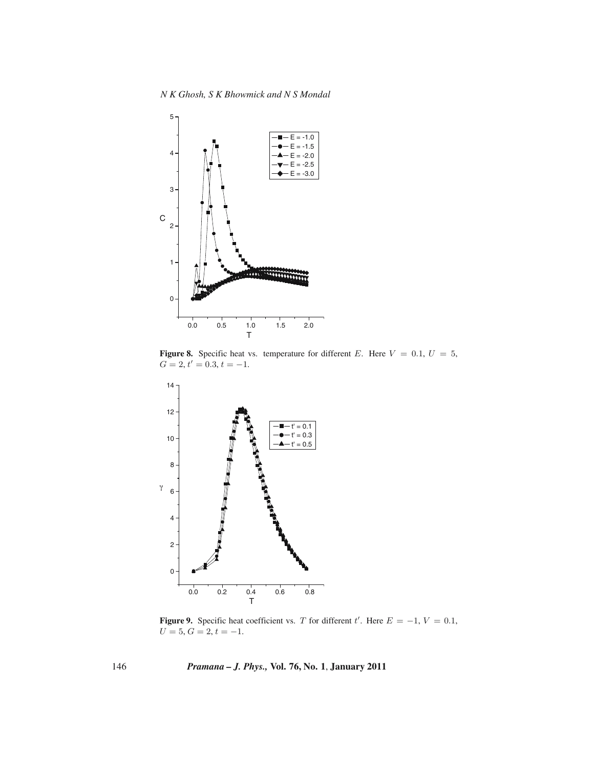**Figure 8.** Specific heat vs. temperature for different $E$. Here $V = 0.1$, $U = 5$, $G = 2$, $t' = 0.3$, $t = -1$.

**Figure 9.** Specific heat coefficient vs. $T$ for different $t'$. Here $E = -1$, $V = 0.1$, $U = 5$, $G = 2$, $t = -1$.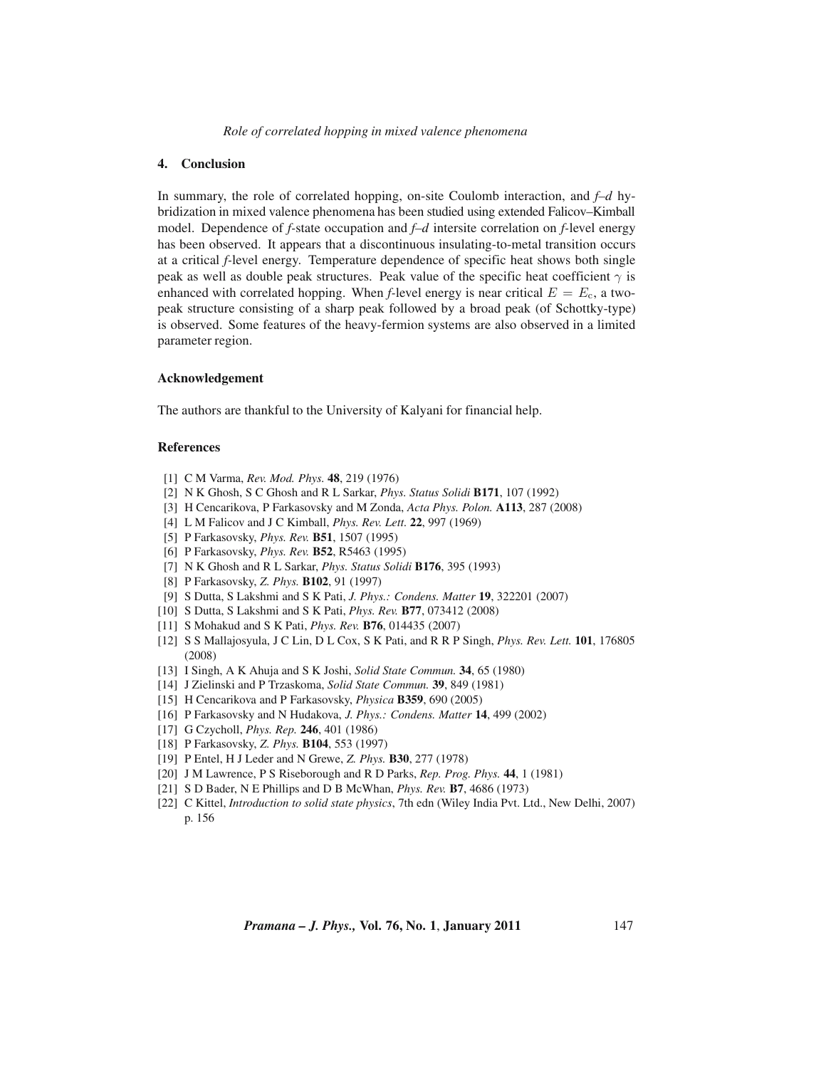## 4. Conclusion

In summary, the role of correlated hopping, on-site Coulomb interaction, and *f–d* hybridization in mixed valence phenomena has been studied using extended Falicov–Kimball model. Dependence of *f*-state occupation and *f–d* intersite correlation on *f*-level energy has been observed. It appears that a discontinuous insulating-to-metal transition occurs at a critical *f*-level energy. Temperature dependence of specific heat shows both single peak as well as double peak structures. Peak value of the specific heat coefficient $\gamma$ is enhanced with correlated hopping. When *f*-level energy is near critical $E = E_c$, a two-peak structure consisting of a sharp peak followed by a broad peak (of Schottky-type) is observed. Some features of the heavy-fermion systems are also observed in a limited parameter region.

### Acknowledgement

The authors are thankful to the University of Kalyani for financial help.

### References

[1] C M Varma, *Rev. Mod. Phys.* **48**, 219 (1976)
[2] N K Ghosh, S C Ghosh and R L Sarkar, *Phys. Status Solidi* **B171**, 107 (1992)
[3] H Cencarikova, P Farkasovsky and M Zonda, *Acta Phys. Polon.* **A113**, 287 (2008)
[4] L M Falicov and J C Kimball, *Phys. Rev. Lett.* **22**, 997 (1969)
[5] P Farkasovsky, *Phys. Rev.* **B51**, 1507 (1995)
[6] P Farkasovsky, *Phys. Rev.* **B52**, R5463 (1995)
[7] N K Ghosh and R L Sarkar, *Phys. Status Solidi* **B176**, 395 (1993)
[8] P Farkasovsky, *Z. Phys.* **B102**, 91 (1997)
[9] S Dutta, S Lakshmi and S K Pati, *J. Phys.: Condens. Matter* **19**, 322201 (2007)
[10] S Dutta, S Lakshmi and S K Pati, *Phys. Rev.* **B77**, 073412 (2008)
[11] S Mohakud and S K Pati, *Phys. Rev.* **B76**, 014435 (2007)
[12] S S Mallajosyula, J C Lin, D L Cox, S K Pati, and R R P Singh, *Phys. Rev. Lett.* **101**, 176805 (2008)
[13] I Singh, A K Ahuja and S K Joshi, *Solid State Commun.* **34**, 65 (1980)
[14] J Zielinski and P Trzaskoma, *Solid State Commun.* **39**, 849 (1981)
[15] H Cencarikova and P Farkasovsky, *Physica* **B359**, 690 (2005)
[16] P Farkasovsky and N Hudakova, *J. Phys.: Condens. Matter* **14**, 499 (2002)
[17] G Czycholl, *Phys. Rep.* **246**, 401 (1986)
[18] P Farkasovsky, *Z. Phys.* **B104**, 553 (1997)
[19] P Entel, H J Leder and N Grewe, *Z. Phys.* **B30**, 277 (1978)
[20] J M Lawrence, P S Riseborough and R D Parks, *Rep. Prog. Phys.* **44**, 1 (1981)
[21] S D Bader, N E Phillips and D B McWhan, *Phys. Rev.* **B7**, 4686 (1973)
[22] C Kittel, *Introduction to solid state physics*, 7th edn (Wiley India Pvt. Ltd., New Delhi, 2007) p. 156